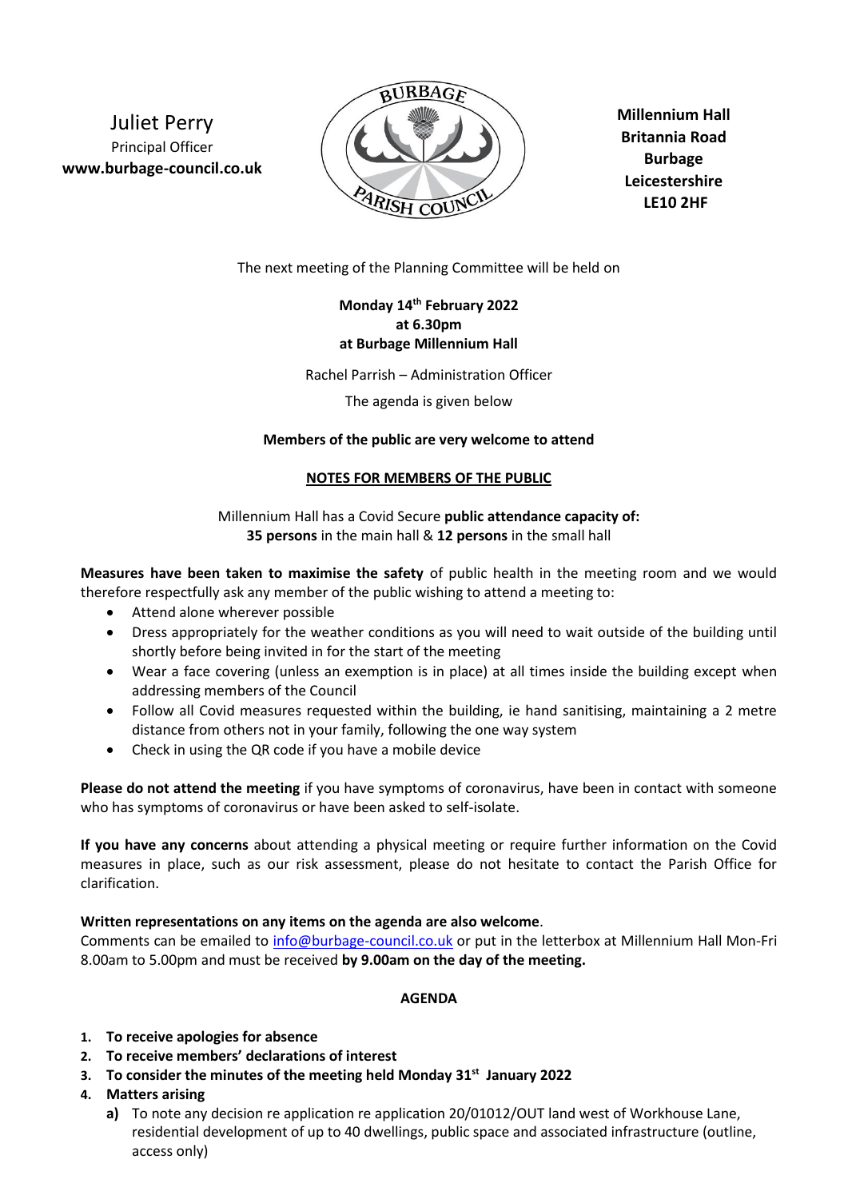Juliet Perry
Principal Officer
**www.burbage-council.co.uk**

**Millennium Hall**
**Britannia Road**
**Burbage**
**Leicestershire**
**LE10 2HF**

The next meeting of the Planning Committee will be held on

**Monday 14th February 2022**
**at 6.30pm**
**at Burbage Millennium Hall**

Rachel Parrish – Administration Officer

The agenda is given below

**Members of the public are very welcome to attend**

## **NOTES FOR MEMBERS OF THE PUBLIC**

Millennium Hall has a Covid Secure **public attendance capacity of:**
**35 persons** in the main hall & **12 persons** in the small hall

**Measures have been taken to maximise the safety** of public health in the meeting room and we would therefore respectfully ask any member of the public wishing to attend a meeting to:

- Attend alone wherever possible
- Dress appropriately for the weather conditions as you will need to wait outside of the building until shortly before being invited in for the start of the meeting
- Wear a face covering (unless an exemption is in place) at all times inside the building except when addressing members of the Council
- Follow all Covid measures requested within the building, ie hand sanitising, maintaining a 2 metre distance from others not in your family, following the one way system
- Check in using the QR code if you have a mobile device

**Please do not attend the meeting** if you have symptoms of coronavirus, have been in contact with someone who has symptoms of coronavirus or have been asked to self-isolate.

**If you have any concerns** about attending a physical meeting or require further information on the Covid measures in place, such as our risk assessment, please do not hesitate to contact the Parish Office for clarification.

**Written representations on any items on the agenda are also welcome**.
Comments can be emailed to info@burbage-council.co.uk or put in the letterbox at Millennium Hall Mon-Fri 8.00am to 5.00pm and must be received **by 9.00am on the day of the meeting.**

## **AGENDA**

1. **To receive apologies for absence**
2. **To receive members' declarations of interest**
3. **To consider the minutes of the meeting held Monday 31st January 2022**
4. **Matters arising**
   a) To note any decision re application re application 20/01012/OUT land west of Workhouse Lane, residential development of up to 40 dwellings, public space and associated infrastructure (outline, access only)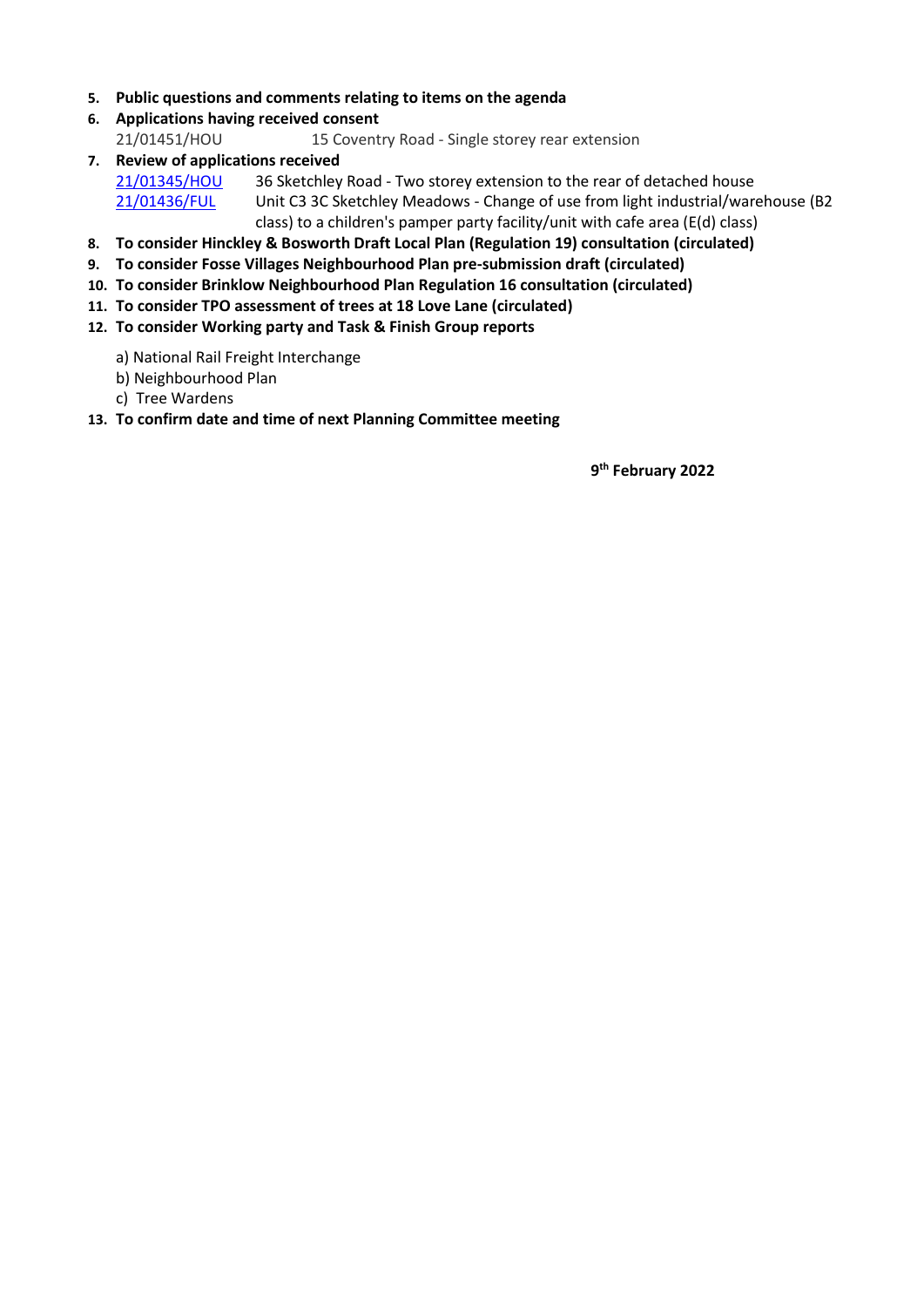5. **Public questions and comments relating to items on the agenda**
6. **Applications having received consent**

   21/01451/HOU 15 Coventry Road - Single storey rear extension

7. **Review of applications received**

   21/01345/HOU 36 Sketchley Road - Two storey extension to the rear of detached house

   21/01436/FUL Unit C3 3C Sketchley Meadows - Change of use from light industrial/warehouse (B2 class) to a children's pamper party facility/unit with cafe area (E(d) class)

8. **To consider Hinckley & Bosworth Draft Local Plan (Regulation 19) consultation (circulated)**
9. **To consider Fosse Villages Neighbourhood Plan pre-submission draft (circulated)**
10. **To consider Brinklow Neighbourhood Plan Regulation 16 consultation (circulated)**
11. **To consider TPO assessment of trees at 18 Love Lane (circulated)**
12. **To consider Working party and Task & Finish Group reports**

    a) National Rail Freight Interchange
    b) Neighbourhood Plan
    c) Tree Wardens

13. **To confirm date and time of next Planning Committee meeting**

**9th February 2022**